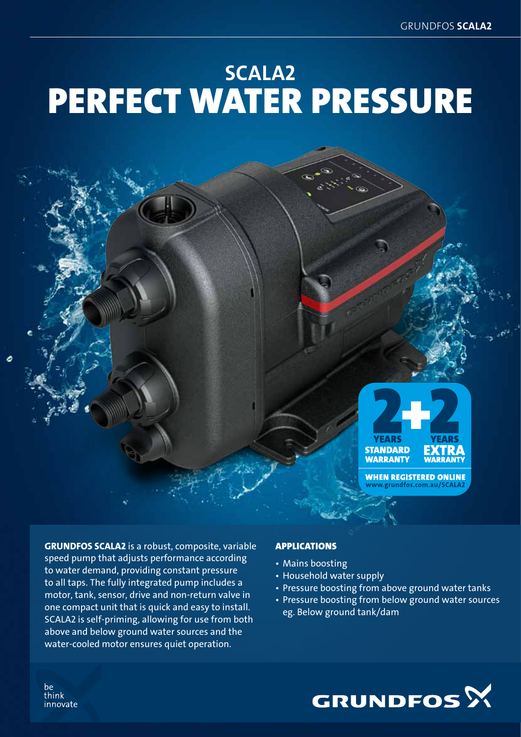# SCALA2
# PERFECT WATER PRESSURE

**2+2**
YEARS STANDARD WARRANTY
YEARS EXTRA WARRANTY
WHEN REGISTERED ONLINE
www.grundfos.com.au/SCALA2

**GRUNDFOS SCALA2** is a robust, composite, variable speed pump that adjusts performance according to water demand, providing constant pressure to all taps. The fully integrated pump includes a motor, tank, sensor, drive and non-return valve in one compact unit that is quick and easy to install. SCALA2 is self-priming, allowing for use from both above and below ground water sources and the water-cooled motor ensures quiet operation.

### APPLICATIONS

- Mains boosting
- Household water supply
- Pressure boosting from above ground water tanks
- Pressure boosting from below ground water sources eg. Below ground tank/dam

be
think
innovate

GRUNDFOS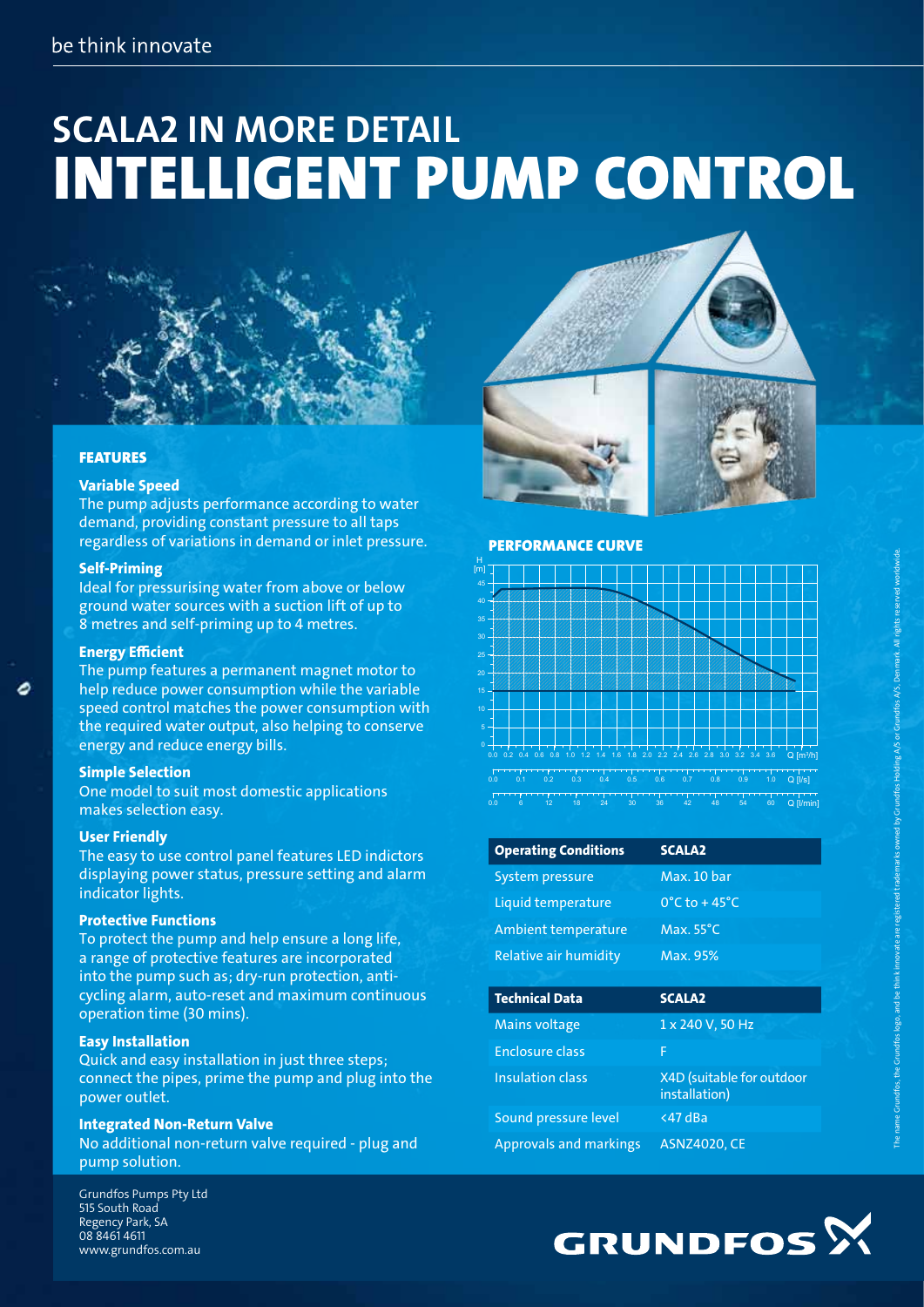be think innovate

# SCALA2 IN MORE DETAIL
# INTELLIGENT PUMP CONTROL

## FEATURES

### Variable Speed

The pump adjusts performance according to water demand, providing constant pressure to all taps regardless of variations in demand or inlet pressure.

### Self-Priming

Ideal for pressurising water from above or below ground water sources with a suction lift of up to 8 metres and self-priming up to 4 metres.

### Energy Efficient

The pump features a permanent magnet motor to help reduce power consumption while the variable speed control matches the power consumption with the required water output, also helping to conserve energy and reduce energy bills.

### Simple Selection

One model to suit most domestic applications makes selection easy.

### User Friendly

The easy to use control panel features LED indictors displaying power status, pressure setting and alarm indicator lights.

### Protective Functions

To protect the pump and help ensure a long life, a range of protective features are incorporated into the pump such as; dry-run protection, anti-cycling alarm, auto-reset and maximum continuous operation time (30 mins).

### Easy Installation

Quick and easy installation in just three steps; connect the pipes, prime the pump and plug into the power outlet.

### Integrated Non-Return Valve

No additional non-return valve required - plug and pump solution.

## PERFORMANCE CURVE

H [m]

45 40 35 30 25 20 15 10 5 0

0.0 0.2 0.4 0.6 0.8 1.0 1.2 1.4 1.6 1.8 2.0 2.2 2.4 2.6 2.8 3.0 3.2 3.4 3.6 Q [m³/h]

0.0 0.1 0.2 0.3 0.4 0.5 0.6 0.7 0.8 0.9 1.0 Q [l/s]

0.0 6 12 18 24 30 36 42 48 54 60 Q [l/min]

| Operating Conditions | SCALA2 |
|---|---|
| System pressure | Max. 10 bar |
| Liquid temperature | 0°C to + 45°C |
| Ambient temperature | Max. 55°C |
| Relative air humidity | Max. 95% |

| Technical Data | SCALA2 |
|---|---|
| Mains voltage | 1 x 240 V, 50 Hz |
| Enclosure class | F |
| Insulation class | X4D (suitable for outdoor installation) |
| Sound pressure level | <47 dBa |
| Approvals and markings | ASNZ4020, CE |

Grundfos Pumps Pty Ltd
515 South Road
Regency Park, SA
08 8461 4611
www.grundfos.com.au

GRUNDFOS

The name Grundfos, the Grundfos logo, and be think innovate are registered trademarks owned by Grundfos Holding A/S or Grundfos A/S, Denmark. All rights reserved worldwide.